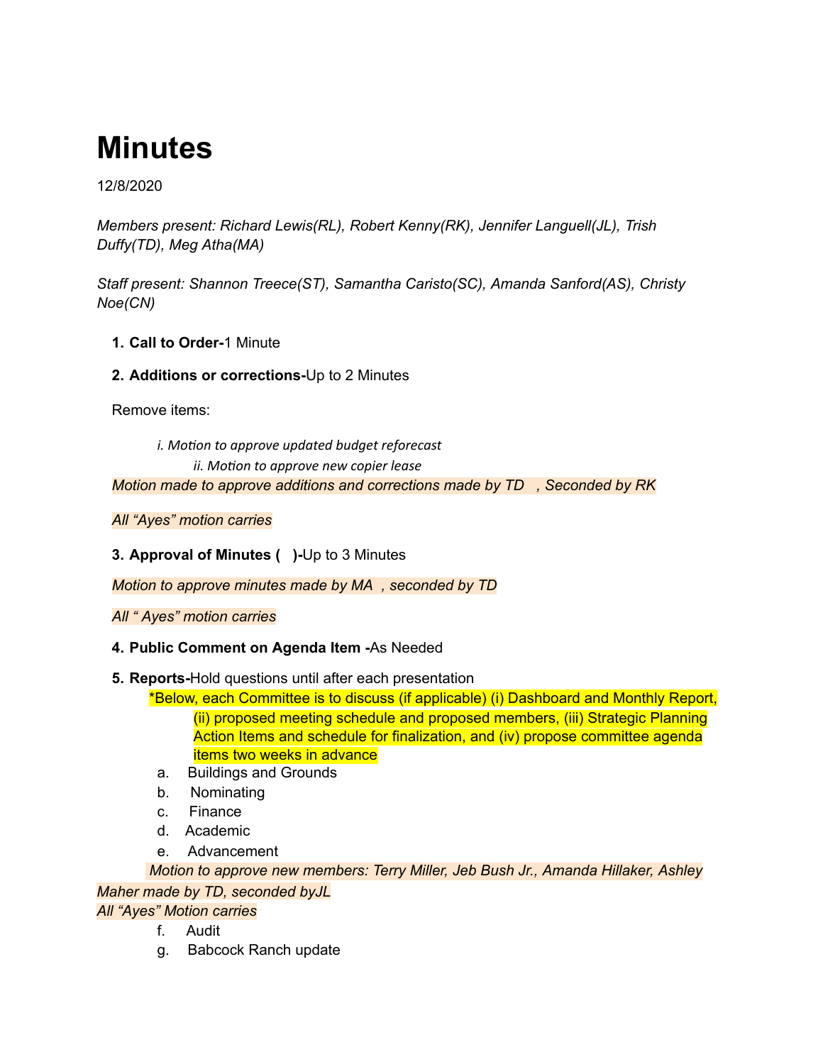# Minutes

12/8/2020

*Members present: Richard Lewis(RL), Robert Kenny(RK), Jennifer Languell(JL), Trish Duffy(TD), Meg Atha(MA)*

*Staff present: Shannon Treece(ST), Samantha Caristo(SC), Amanda Sanford(AS), Christy Noe(CN)*

1. **Call to Order-**1 Minute

2. **Additions or corrections-**Up to 2 Minutes

   Remove items:

   *i. Motion to approve updated budget reforecast*

   *ii. Motion to approve new copier lease*

   *Motion made to approve additions and corrections made by TD , Seconded by RK*

   *All "Ayes" motion carries*

3. **Approval of Minutes ( )-**Up to 3 Minutes

   *Motion to approve minutes made by MA , seconded by TD*

   *All " Ayes" motion carries*

4. **Public Comment on Agenda Item -**As Needed

5. **Reports-**Hold questions until after each presentation

   *Below, each Committee is to discuss (if applicable) (i) Dashboard and Monthly Report, (ii) proposed meeting schedule and proposed members, (iii) Strategic Planning Action Items and schedule for finalization, and (iv) propose committee agenda items two weeks in advance

   a. Buildings and Grounds
   b. Nominating
   c. Finance
   d. Academic
   e. Advancement

   *Motion to approve new members: Terry Miller, Jeb Bush Jr., Amanda Hillaker, Ashley Maher made by TD, seconded byJL*

   *All "Ayes" Motion carries*

   f. Audit
   g. Babcock Ranch update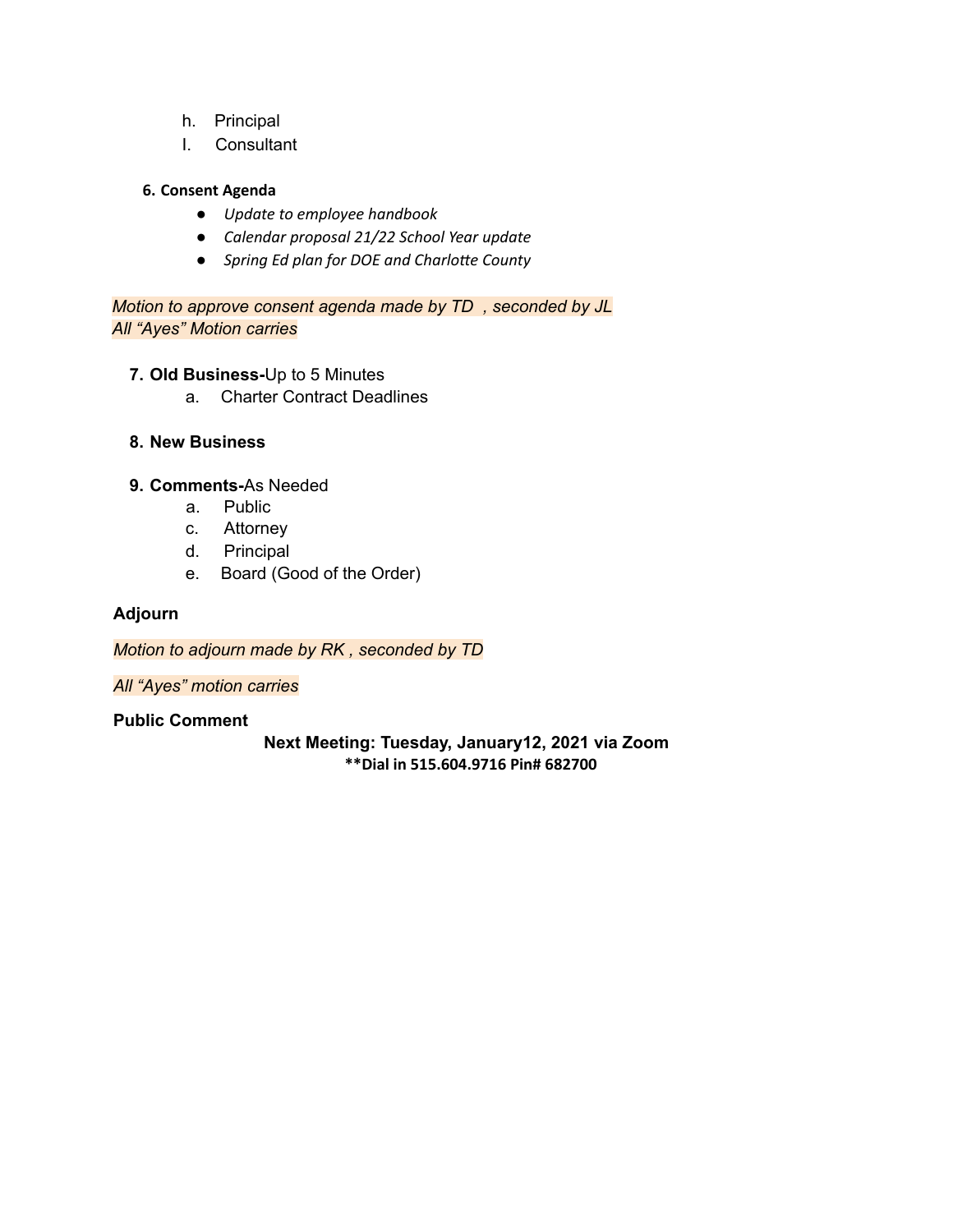h. Principal
I. Consultant

**6. Consent Agenda**

- *Update to employee handbook*
- *Calendar proposal 21/22 School Year update*
- *Spring Ed plan for DOE and Charlotte County*

*Motion to approve consent agenda made by TD , seconded by JL*
*All "Ayes" Motion carries*

**7. Old Business-**Up to 5 Minutes
a. Charter Contract Deadlines

**8. New Business**

**9. Comments-**As Needed
a. Public
c. Attorney
d. Principal
e. Board (Good of the Order)

**Adjourn**

*Motion to adjourn made by RK , seconded by TD*

*All "Ayes" motion carries*

**Public Comment**

**Next Meeting: Tuesday, January12, 2021 via Zoom**
**\*\*Dial in 515.604.9716 Pin# 682700**